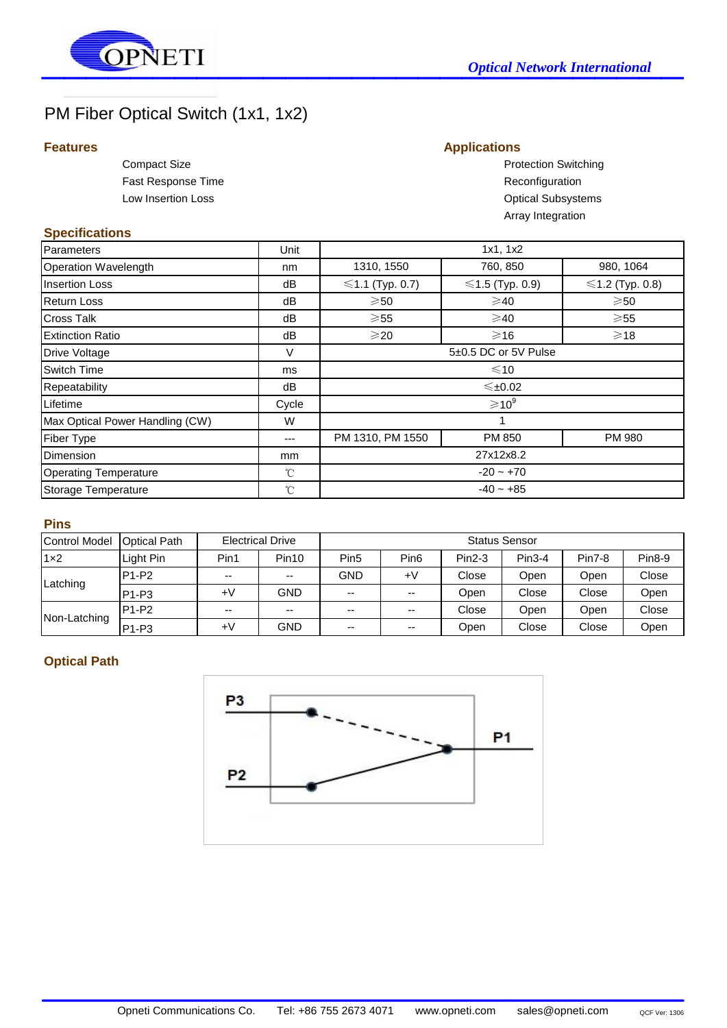# PM Fiber Optical Switch (1x1, 1x2)

## Features

Compact Size
Fast Response Time
Low Insertion Loss

## Applications

Protection Switching
Reconfiguration
Optical Subsystems
Array Integration

## Specifications

| Parameters | Unit | 1x1, 1x2 | | |
|---|---|---|---|---|
| Operation Wavelength | nm | 1310, 1550 | 760, 850 | 980, 1064 |
| Insertion Loss | dB | ≤1.1 (Typ. 0.7) | ≤1.5 (Typ. 0.9) | ≤1.2 (Typ. 0.8) |
| Return Loss | dB | ≥50 | ≥40 | ≥50 |
| Cross Talk | dB | ≥55 | ≥40 | ≥55 |
| Extinction Ratio | dB | ≥20 | ≥16 | ≥18 |
| Drive Voltage | V | 5±0.5 DC or 5V Pulse | | |
| Switch Time | ms | ≤10 | | |
| Repeatability | dB | ≤±0.02 | | |
| Lifetime | Cycle | $\geq 10^9$ | | |
| Max Optical Power Handling (CW) | W | 1 | | |
| Fiber Type | --- | PM 1310, PM 1550 | PM 850 | PM 980 |
| Dimension | mm | 27x12x8.2 | | |
| Operating Temperature | ℃ | -20 ~ +70 | | |
| Storage Temperature | ℃ | -40 ~ +85 | | |

## Pins

| Control Model | Optical Path | Electrical Drive | | Status Sensor | | | | | |
|---|---|---|---|---|---|---|---|---|---|
| 1×2 | Light Pin | Pin1 | Pin10 | Pin5 | Pin6 | Pin2-3 | Pin3-4 | Pin7-8 | Pin8-9 |
| Latching | P1-P2 | -- | -- | GND | +V | Close | Open | Open | Close |
| | P1-P3 | +V | GND | -- | -- | Open | Close | Close | Open |
| Non-Latching | P1-P2 | -- | -- | -- | -- | Close | Open | Open | Close |
| | P1-P3 | +V | GND | -- | -- | Open | Close | Close | Open |

## Optical Path

P3
P2
P1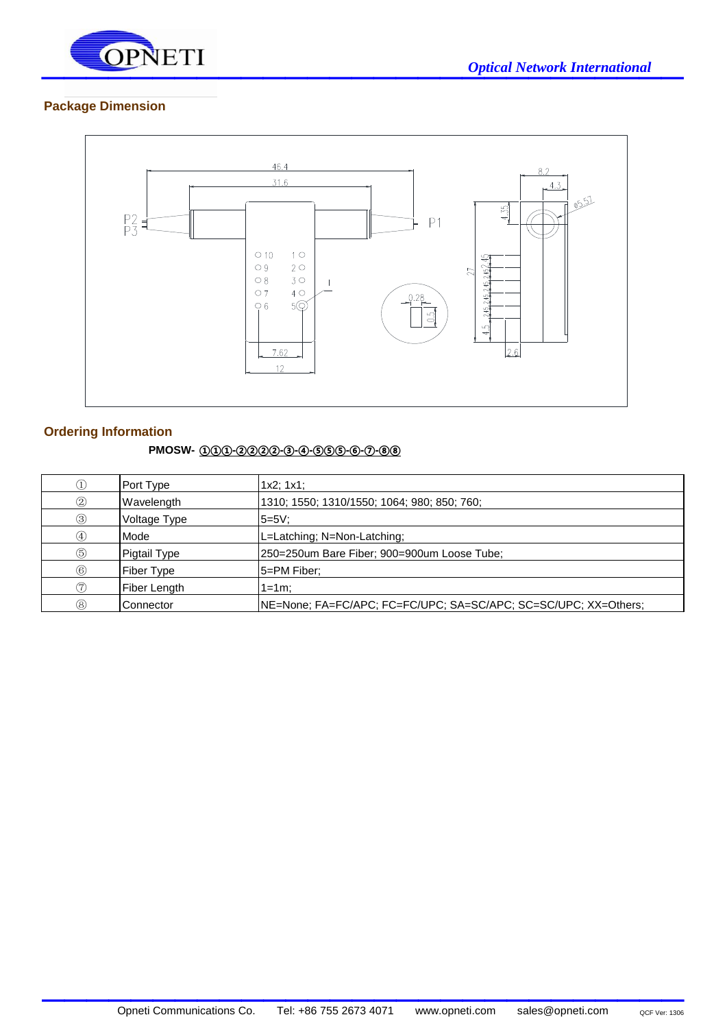## Package Dimension

46.4
31.6
8.2
4.3
φ5.57
P2
P3
P1
4.35
27
2.45
2.45
2.45
2.45
2.45
4.5
2.6
10
9
8
7
6
1
2
3
4
5
0.28
0.5
7.62
12

## Ordering Information

**PMOSW- ①①①-②②②②-③-④-⑤⑤⑤-⑥-⑦-⑧⑧**

| | | |
|---|---|---|
| ① | Port Type | 1x2; 1x1; |
| ② | Wavelength | 1310; 1550; 1310/1550; 1064; 980; 850; 760; |
| ③ | Voltage Type | 5=5V; |
| ④ | Mode | L=Latching; N=Non-Latching; |
| ⑤ | Pigtail Type | 250=250um Bare Fiber; 900=900um Loose Tube; |
| ⑥ | Fiber Type | 5=PM Fiber; |
| ⑦ | Fiber Length | 1=1m; |
| ⑧ | Connector | NE=None; FA=FC/APC; FC=FC/UPC; SA=SC/APC; SC=SC/UPC; XX=Others; |